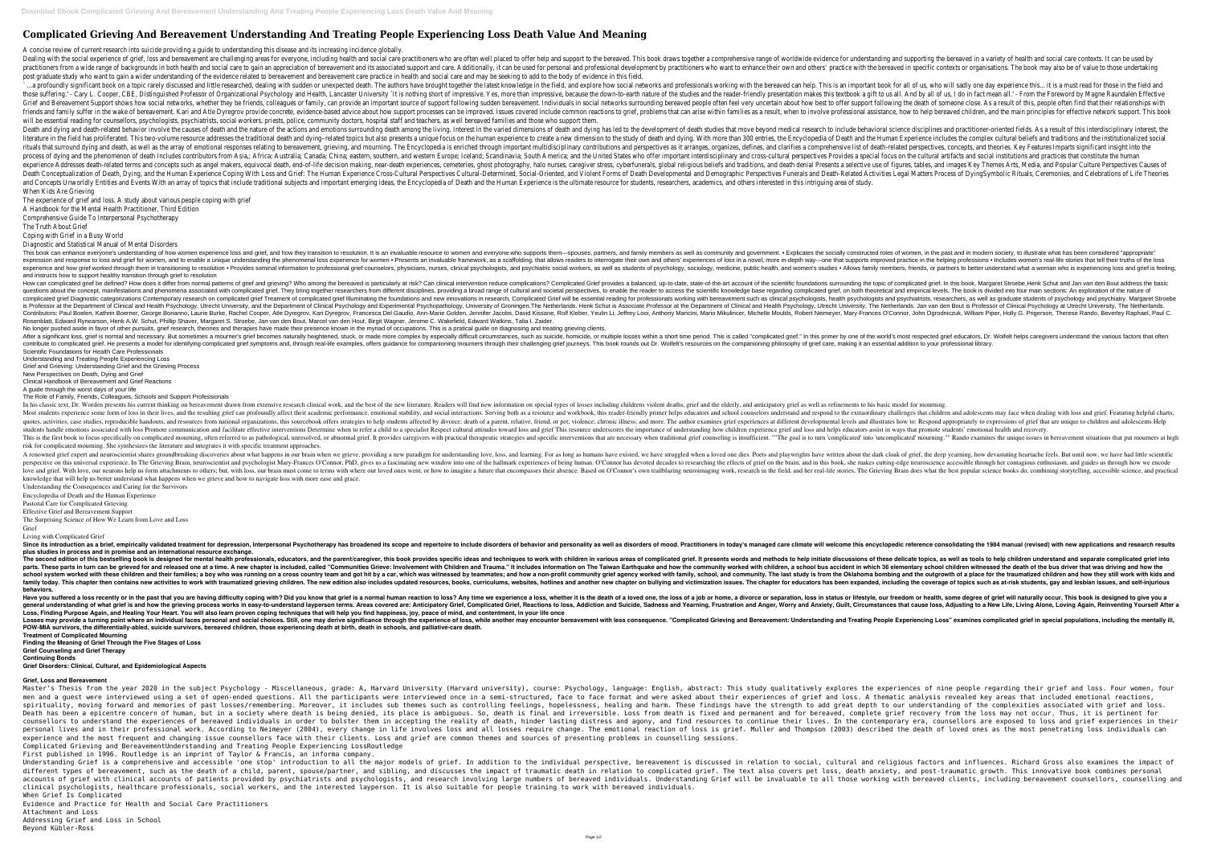# Complicated Grieving And Bereavement Understanding And Treating People Experiencing Loss Death Value And Meaning

A concise review of current research into suicide providing a guide to understanding this disease and its increasing incidence globally.

Dealing with the social experience of grief, loss and bereavement are challenging areas for everyone, including health and social care practitioners who are often well placed to offer help and support to the bereaved. This book draws together a comprehensive range of worldwide evidence for understanding and supporting the bereaved in a variety of health and social care contexts. It can be used by practitioners from a wide range of backgrounds in both health and social care to gain an appreciation of bereavement and its associated support and care. Additionally, it can be used for personal and professional development by practitioners who want to enhance their own and others' practice with the bereaved in specific contexts or organisations. The book may also be of value to those undertaking post graduate study who want to gain a wider understanding of the evidence related to bereavement and bereavement care practice in health and social care and may be seeking to add to the body of evidence in this field.

'...a profoundly significant book on a topic rarely discussed and little researched, dealing with sudden or unexpected death. The authors have brought together the latest knowledge in the field, and explore how social networks and professionals working with the bereaved can help. This is an important book for all of us, who will sadly one day experience this... it is a must read for those in the field and those suffering.' - Cary L. Cooper, CBE, Distinguished Professor of Organizational Psychology and Health, Lancaster University 'It is nothing short of impressive. Yes, more than impressive, because the down-to-earth nature of the studies and the reader-friendly presentation makes this textbook a gift to us all. And by all of us, I do in fact mean all.' - From the Foreword by Magne Raundalen Effective Grief and Bereavement Support shows how social networks, whether they be friends, colleagues or family, can provide an important source of support following sudden bereavement. Individuals in social networks surrounding bereaved people often feel very uncertain about how best to offer support following the death of someone close. As a result of this, people often find that their relationships with friends and family suffer in the wake of bereavement. Kari and Atle Dyregrov provide concrete, evidence-based advice about how support processes can be improved. Issues covered include common reactions to grief, problems that can arise within families as a result, when to involve professional assistance, how to help bereaved children, and the main principles for effective network support. This book will be essential reading for counsellors, psychologists, psychiatrists, social workers, priests, police, community doctors, hospital staff and teachers, as well bereaved families and those who support them.

Death and dying and death-related behavior involve the causes of death and the nature of the actions and emotions surrounding death among the living. Interest in the varied dimensions of death and dying has led to the development of death studies that move beyond medical research to include behavioral science disciplines and practitioner-oriented fields. As a result of this interdisciplinary interest, the literature in the field has proliferated. This two-volume resource addresses the traditional death and dying–related topics but also presents a unique focus on the human experience to create a new dimension to the study of death and dying. With more than 300 entries, the Encyclopedia of Death and the Human Experience includes the complex cultural beliefs and traditions and the institutionalized social rituals that surround dying and death, as well as the array of emotional responses relating to bereavement, grieving, and mourning. The Encyclopedia is enriched through important multidisciplinary contributions and perspectives as it arranges, organizes, defines, and clarifies a comprehensive list of death-related perspectives, concepts, and theories. Key Features Imparts significant insight into the process of dying and the phenomenon of death Includes contributors from Asia,; Africa; Australia; Canada; China; eastern, southern, and western Europe; Iceland; Scandinavia; South America; and the United States who offer important interdisciplinary and cross-cultural perspectives Provides a special focus on the cultural artifacts and social institutions and practices that constitute the human experience Addresses death-related terms and concepts such as angel makers, equivocal death, end-of-life decision making, near-death experiences, cemeteries, ghost photography, halo nurses, caregiver stress, cyberfunerals, global religious beliefs and traditions, and death denial Presents a selective use of figures, tables, and images Key Themes Arts, Media, and Popular Culture Perspectives Causes of Death Conceptualization of Death, Dying, and the Human Experience Coping With Loss and Grief: The Human Experience Cross-Cultural Perspectives Cultural-Determined, Social-Oriented, and Violent Forms of Death Developmental and Demographic Perspectives Funerals and Death-Related Activities Legal Matters Process of DyingSymbolic Rituals, Ceremonies, and Celebrations of Life Theories and Concepts Unworldly Entities and Events With an array of topics that include traditional subjects and important emerging ideas, the Encyclopedia of Death and the Human Experience is the ultimate resource for students, researchers, academics, and others interested in this intriguing area of study.

When Kids Are Grieving

The experience of grief and loss. A study about various people coping with grief

A Handbook for the Mental Health Practitioner, Third Edition

Comprehensive Guide To Interpersonal Psychotherapy

The Truth About Grief

Coping with Grief in a Busy World

Diagnostic and Statistical Manual of Mental Disorders

This book can enhance everyone's understanding of how women experience loss and grief, and how they transition to resolution. It is an invaluable resource to women and everyone who supports them—spouses, partners, and family members as well as community and government. • Explicates the socially constructed roles of women, in the past and in modern society, to illustrate what has been considered "appropriate" expression and response to loss and grief for women, and to enable a unique understanding the phenomenal loss experience for women • Presents an invaluable framework, as a scaffolding, that allows readers to interrogate their own and others' experiences of loss in a novel, more in-depth way—one that supports improved practice in the helping professions • Includes women's real-life stories that tell their truths of the loss experience and how grief worked through them in transitioning to resolution • Provides seminal information to professional grief counselors, physicians, nurses, clinical psychologists, and psychiatric social workers, as well as students of psychology, sociology, medicine, public health, and women's studies • Allows family members, friends, or partners to better understand what a woman who is experiencing loss and grief is feeling, and instructs how to support healthy transition through grief to resolution

How can complicated grief be defined? How does it differ from normal patterns of grief and grieving? Who among the bereaved is particularly at risk? Can clinical intervention reduce complications? Complicated Grief provides a balanced, up-to-date, state-of-the-art account of the scientific foundations surrounding the topic of complicated grief. In this book, Margaret Stroebe,Henk Schut and Jan van den Bout address the basic questions about the concept, manifestations and phenomena associated with complicated grief. They bring together researchers from different disciplines, providing a broad range of cultural and societal perspectives, to enable the reader to access the scientific knowledge base regarding complicated grief, on both theoretical and empirical levels. The book is divided into four main sections: An exploration of the nature of complicated grief Diagnostic categorizations Contemporary research on complicated grief Treatment of complicated grief Illuminating the foundations and new innovations in research, Complicated Grief will be essential reading for professionals working with bereavement such as clinical psychologists, health psychologists and psychiatrists, researchers, as well as graduate students of psychology and psychiatry. Margaret Stroebe is Professor at the Department of Clinical and Health Psychology, Utrecht University, and the Department of Clinical Psychology and Experimental Psychopathology, University of Groningen,The Netherlands. Henk Schut is Associate Professor at the Department of Clinical and Health Psychology, Utrecht University, The Netherlands. Jan van den Bout is Professor of Clinical Psychology at Utrecht University, The Netherlands. Contributors: Paul Boelen, Kathrin Boerner, George Bonanno, Laurie Burke, Rachel Cooper, Atle Dyregrov, Kari Dyregrov, Francesca Del Gaudio, Ann-Marie Golden, Jennifer Jacobs, David Kissane, Rolf Kleber, Yeulin Li, Jeffrey Looi, Anthony Mancini, Mario Mikulincer, Michelle Moulds, Robert Neimeyer, Mary-Frances O'Connor, John Ogrodniczuk, William Piper, Holly G. Prigerson, Therese Rando, Beverley Raphael, Paul C. Rosenblatt, Edward Rynearson, Henk A.W. Schut, Phillip Shaver, Margaret S. Stroebe, Jan van den Bout, Marcel van den Hout, Birgit Wagner, Jerome C. Wakefield, Edward Watkins, Talia I. Zaider.

No longer pushed aside in favor of other pursuits, grief research, theories and therapies have made their presence known in the myriad of occupations. This is a pratical guide on diagnosing and treating grieving clients.

After a significant loss, grief is normal and necessary. But sometimes a mourner's grief becomes naturally heightened, stuck, or made more complex by especially difficult circumstances, such as suicide, homicide, or multiple losses within a short time period. This is called "complicated grief." In this primer by one of the world's most respected grief educators, Dr. Wolfelt helps caregivers understand the various factors that often contribute to complicated grief. He presents a model for identifying complicated grief symptoms and, through real-life examples, offers guidance for companioning mourners through their challenging grief journeys. This book rounds out Dr. Wolfelt's resources on the companioning philosophy of grief care, making it an essential addition to your professional library.

Scientific Foundations for Health Care Professionals

Understanding and Treating People Experiencing Loss

Grief and Grieving: Understanding Grief and the Grieving Process

New Perspectives on Death, Dying and Grief

Clinical Handbook of Bereavement and Grief Reactions

A guide through the worst days of your life

The Role of Family, Friends, Colleagues, Schools and Support Professionals

In his classic text, Dr. Worden presents his current thinking on bereavement drawn from extensive research clinical work, and the best of the new literature. Readers will find new information on special types of losses including childrens violent deaths, grief and the elderly, and anticipatory grief as well as refinements to his basic model for mourning.

Most students experience some form of loss in their lives, and the resulting grief can profoundly affect their academic performance, emotional stability, and social interactions. Serving both as a resource and workbook, this reader-friendly primer helps educators and school counselors understand and respond to the extraordinary challenges that children and adolescents may face when dealing with loss and grief. Featuring helpful charts, quotes, activities, case studies, reproducible handouts, and resources from national organizations, this sourcebook offers strategies to help students affected by divorce; death of a parent, relative, friend, or pet; violence; chronic illness; and more. The author examines grief experiences at different developmental levels and illustrates how to: Respond appropriately to expressions of grief that are unique to children and adolescents Help students handle emotions associated with loss Promote communication and facilitate effective interventions Determine when to refer a child to a specialist Respect cultural attitudes toward loss and grief This resource underscores the importance of understanding how children experience grief and loss and helps educators assist in ways that promote students' emotional health and recovery.

This is the first book to focus specifically on complicated mourning, often referred to as pathological, unresolved, or abnormal grief. It provides caregivers with practical therapeutic strategies and specific interventions that are necessary when traditional grief counseling is insufficient. ""The goal is to turn 'complicated' into 'uncomplicated' mourning."" Rando examines the unique issues in bereavement situations that put mourners at high risk for complicated mourning. She synthesizes the literature and integrates it with specific treatment approaches.

A renowned grief expert and neuroscientist shares groundbreaking discoveries about what happens in our brain when we grieve, providing a new paradigm for understanding love, loss, and learning. For as long as humans have existed, we have struggled when a loved one dies. Poets and playwrights have written about the dark cloak of grief, the deep yearning, how devastating heartache feels. But until now, we have had little scientific perspective on this universal experience. In The Grieving Brain, neuroscientist and psychologist Mary-Frances O'Connor, PhD, gives us a fascinating new window into one of the hallmark experiences of being human. O'Connor has devoted decades to researching the effects of grief on the brain, and in this book, she makes cutting-edge neuroscience accessible through her contagious enthusiasm, and guides us through how we encode love and grief. With love, our neurons help us form attachments to others; but, with loss, our brain must come to terms with where our loved ones went, or how to imagine a future that encompasses their absence. Based on O'Connor's own trailblazing neuroimaging work, research in the field, and her real-life stories, The Grieving Brain does what the best popular science books do, combining storytelling, accessible science, and practical knowledge that will help us better understand what happens when we grieve and how to navigate loss with more ease and grace.

Understanding the Consequences and Caring for the Survivors

Encyclopedia of Death and the Human Experience

Pastoral Care for Complicated Grieving

Effective Grief and Bereavement Support

The Surprising Science of How We Learn from Love and Loss

Grief

Living with Complicated Grief

**Since its introduction as a brief, empirically validated treatment for depression, Interpersonal Psychotherapy has broadened its scope and repertoire to include disorders of behavior and personality as well as disorders of mood. Practitioners in today's managed care climate will welcome this encyclopedic reference consolidating the 1984 manual (revised) with new applications and research results plus studies in process and in promise and an international resource exchange.**

**The second edition of this bestselling book is designed for mental health professionals, educators, and the parent/caregiver, this book provides specific ideas and techniques to work with children in various areas of complicated grief. It presents words and methods to help initiate discussions of these delicate topics, as well as tools to help children understand and separate complicated grief into parts. These parts in turn can be grieved for and released one at a time. A new chapter is included, called "Communities Grieve: Involvement with Children and Trauma." It includes information on The Taiwan Earthquake and how the community worked with children, a school bus accident in which 36 elementary school children witnessed the death of the bus driver that was driving and how the school system worked with these children and their families; a boy who was running on a cross country team and got hit by a car, which was witnessed by teammates; and how a non-profit community grief agency worked with family, school, and community. The last study is from the Oklahoma bombing and the outgrowth of a place for the traumatized children and how they still work with kids and family today. This chapter then contains new activities to work with traumatized grieving children. The new edition also includes updated resources, books, curriculums, websites, hotlines and another new chapter on bullying and victimization issues. The chapter for educators has been expanded, including the coverage of topics such as at-risk students, gay and lesbian issues, and self-injurious behaviors.**

**Have you suffered a loss recently or in the past that you are having difficulty coping with? Did you know that grief is a normal human reaction to loss? Any time we experience a loss, whether it is the death of a loved one, the loss of a job or home, a divorce or separation, loss in status or lifestyle, our freedom or health, some degree of grief will naturally occur. This book is designed to give you a general understanding of what grief is and how the grieving process works in easy-to-understand layperson terms. Areas covered are: Anticipatory Grief, Complicated Grief, Reactions to Loss, Addiction and Suicide, Sadness and Yearning, Frustration and Anger, Worry and Anxiety, Guilt, Circumstances that cause loss, Adjusting to a New Life, Living Alone, Loving Again, Reinventing Yourself After a Loss, Finding Purpose Again, and Healing Your Heart. You will also learn proven coping techniques that will help you find happiness, joy, peace of mind, and contentment, in your life once**

**Losses may provide a turning point where an individual faces personal and social choices. Still, one may derive significance through the experience of loss, while another may encounter bereavement with less consequence. "Complicated Grieving and Bereavement: Understanding and Treating People Experiencing Loss" examines complicated grief in special populations, including the mentally ill, POW-MIA survivors, the differentially-abled, suicide survivors, bereaved children, those experiencing death at birth, death in schools, and palliative-care death.**

**Treatment of Complicated Mourning**

**Finding the Meaning of Grief Through the Five Stages of Loss**

**Grief Counseling and Grief Therapy**

**Continuing Bonds**

**Grief Disorders: Clinical, Cultural, and Epidemiological Aspects**

**Grief, Loss and Bereavement**

Master's Thesis from the year 2020 in the subject Psychology - Miscellaneous, grade: A, Harvard University (Harvard university), course: Psychology, language: English, abstract: This study qualitatively explores the experiences of nine people regarding their grief and loss. Four women, four men and a guest were interviewed using a set of open-ended questions. All the participants were interviewed once in a semi-structured, face to face format and were asked about their experiences of grief and loss. A thematic analysis revealed key areas that included emotional reactions, spirituality, moving forward and memories of past losses/remembering. Moreover, it includes sub themes such as controlling feelings, hopelessness, healing and harm. These findings have the strength to add great depth to our understanding of the complexities associated with grief and loss. Death has been an epicentre concern of human, but in a society where death is being denied, its place is ambiguous. So, death is final and irreversible. Loss from death is fixed and permanent and for bereaved, complete grief recovery from the loss may not occur. Thus, it is pertinent for counsellors to understand the experiences of bereaved individuals in order to bolster them in accepting the reality of death, hinder lasting distress and agony, and find resources to continue their lives. In the contemporary era, counsellors are exposed to loss and grief experiences in their personal lives and in their professional work. According to Neimeyer (2004), every change in life involves loss and all losses require change. The emotional reaction of loss is grief. Muller and Thompson (2003) described the death of loved ones as the most penetrating loss individuals can experience and the most frequent and changing issue counsellors face with their clients. Loss and grief are common themes and sources of presenting problems in counselling sessions.

Complicated Grieving and BereavementUnderstanding and Treating People Experiencing LossRoutledge

First published in 1996. Routledge is an imprint of Taylor & Francis, an informa company.

Understanding Grief is a comprehensive and accessible 'one stop' introduction to all the major models of grief. In addition to the individual perspective, bereavement is discussed in relation to social, cultural and religious factors and influences. Richard Gross also examines the impact of different types of bereavement, such as the death of a child, parent, spouse/partner, and sibling, and discusses the impact of traumatic death in relation to complicated grief. The text also covers pet loss, death anxiety, and post-traumatic growth. This innovative book combines personal accounts of grief with clinical accounts of patients provided by psychiatrists and psychologists, and research involving large numbers of bereaved individuals. Understanding Grief will be invaluable to all those working with bereaved clients, including bereavement counsellors, counselling and clinical psychologists, healthcare professionals, social workers, and the interested layperson. It is also suitable for people training to work with bereaved individuals.

When Grief Is Complicated

Evidence and Practice for Health and Social Care Practitioners

Attachment and Loss

Addressing Grief and Loss in School

Beyond Kübler-Ross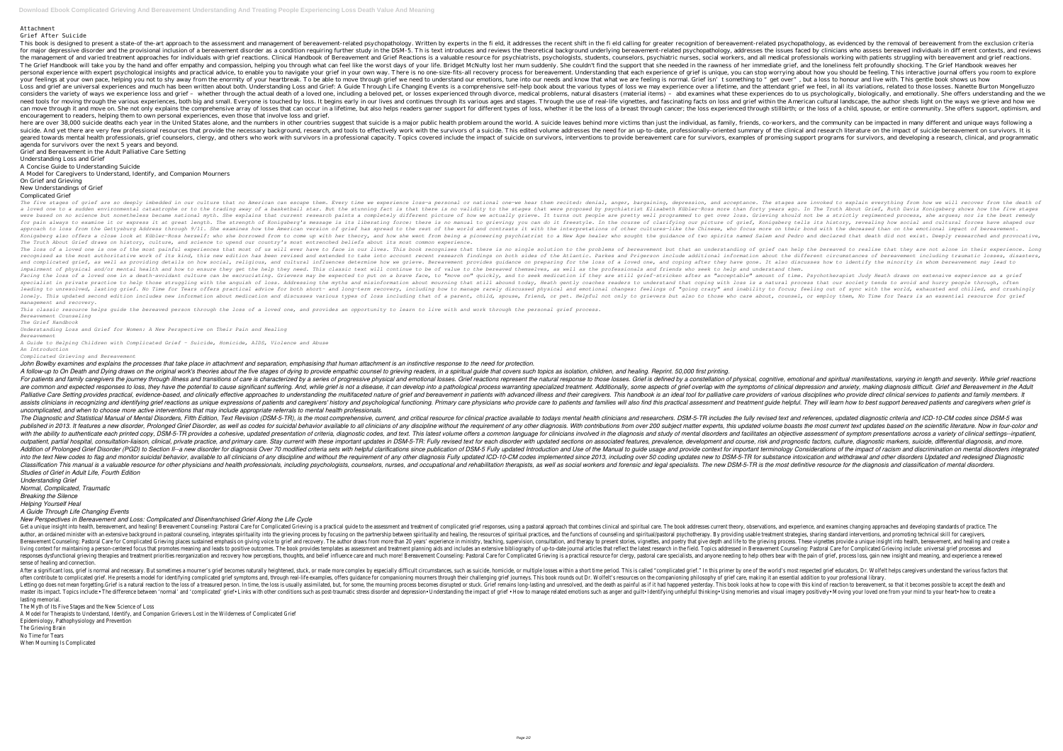Attachment

Grief After Suicide

This book is designed to present a state-of-the-art approach to the assessment and management of bereavement-related psychopathology. Written by experts in the fi eld, it addresses the recent shift in the fi eld calling for greater recognition of bereavement-related psychopathology, as evidenced by the removal of bereavement from the exclusion criteria for major depressive disorder and the provisional inclusion of a bereavement disorder as a condition requiring further study in the DSM-5. Th is text introduces and reviews the theoretical background underlying bereavement-related psychopathology, addresses the issues faced by clinicians who assess bereaved individuals in different contexts, and reviews the management of and varied treatment approaches for individuals with grief reactions. Clinical Handbook of Bereavement and Grief Reactions is a valuable resource for psychiatrists, psychologists, students, counselors, psychiatric nurses, social workers, and all medical professionals working with patients struggling with bereavement and grief reactions.

The Grief Handbook will take you by the hand and offer empathy and compassion, helping you through what can feel like the worst days of your life. Bridget McNulty lost her mum suddenly. She couldn't find the support that she needed in the rawness of her immediate grief, and the loneliness felt profoundly shocking. The Grief Handbook weaves her personal experience with expert psychological insights and practical advice, to enable you to navigate your grief in your own way. There is no one-size-fits-all recovery process for bereavement. Understanding that each experience of grief is unique, you can stop worrying about how you should be feeling. This interactive journal offers you room to explore your feelings at your own pace, helping you not to shy away from the enormity of your heartbreak. To be able to move through grief we need to understand our emotions, tune into our needs and know that what we are feeling is normal. Grief isn't something to "get over", but a loss to honour and live with. This gentle book shows us how

Loss and grief are universal experiences and much has been written about both. Understanding Loss and Grief: A Guide Through Life Changing Events is a comprehensive self-help book about the various types of loss we may experience over a lifetime, and the attendant grief we feel, in all its variations, related to those losses. Nanette Burton Mongelluzzo considers the variety of ways we experience loss and grief – whether through the actual death of a loved one, including a beloved pet, or losses experienced through divorce, medical problems, natural disasters (material items) – and examines what these experiences do to us psychologically, biologically, and emotionally. She offers understanding and the need tools for moving through the various experiences, both big and small. Everyone is touched by loss. It begins early in our lives and continues through its various ages and stages. Through the use of real-life vignettes, and fascinating facts on loss and grief within the American cultural landscape, the author sheds light on the ways we grieve and how we can move through it and move on. She not only explains the comprehensive array of losses that can occur in a lifetime, but also helps readers garner support for different types of loss, whether it be the loss of a breast through cancer; the loss experienced through stillbirth; or the loss of a child, spouse, or entire community. She offers support, optimism, and encouragement to readers, helping them to own personal experiences, even those that involve loss and grief.

here are over 38,000 suicide deaths each year in the United States alone, and the numbers in other countries suggest that suicide is a major public health problem around the world. A suicide leaves behind more victims than just the individual, as family, friends, co-workers, and the community can be impacted in many different and unique ways following a suicide. And yet there are very few professional resources that provide the necessary background, research, and tools to effectively work with the survivors of a suicide. This edited volume addresses the need for an up-to-date, professionally-oriented summary of the clinical and research literature on the impact of suicide bereavement on survivors. It is geared towards mental health professionals, grief counselors, clergy, and others who work with survivors in a professional capacity. Topics covered include the impact of suicide on survivors, interventions to provide bereavement care for survivors, examples of promising support programs for survivors, and developing a research, clinical, and programmatic agenda for survivors over the next 5 years and beyond.

Grief and Bereavement in the Adult Palliative Care Setting

Understanding Loss and Grief

A Concise Guide to Understanding Suicide

A Model for Caregivers to Understand, Identify, and Companion Mourners

On Grief and Grieving

New Understandings of Grief

Complicated Grief

*The five stages of grief are so deeply imbedded in our culture that no American can escape them. Every time we experience loss—a personal or national one—we hear them recited: denial, anger, bargaining, depression, and acceptance. The stages are invoked to explain everything from how we will recover from the death of a loved one to a sudden environmental catastrophe or to the trading away of a basketball star. But the stunning fact is that there is no validity to the stages that were proposed by psychiatrist Elisabeth Kübler-Ross more than forty years ago. In The Truth About Grief, Ruth Davis Konigsberg shows how the five stages were based on no science but nonetheless became national myth. She explains that current research paints a completely different picture of how we actually grieve. It turns out people are pretty well programmed to get over loss. Grieving should not be a strictly regimented process, she argues; nor is the best remedy for pain always to examine it or express it at great length. The strength of Konigsberg's message is its liberating force: there is no manual to grieving; you can do it freestyle. In the course of clarifying our picture of grief, Konigsberg tells its history, revealing how social and cultural forces have shaped our approach to loss from the Gettysburg Address through 9/11. She examines how the American version of grief has spread to the rest of the world and contrasts it with the interpretations of other cultures—like the Chinese, who focus more on their bond with the deceased than on the emotional impact of bereavement. Konigsberg also offers a close look at Kübler-Ross herself: who she borrowed from to come up with her theory, and how she went from being a pioneering psychiatrist to a New Age healer who sought the guidance of two spirits named Salem and Pedro and declared that death did not exist. Deeply researched and provocative, The Truth About Grief draws on history, culture, and science to upend our country's most entrenched beliefs about its most common experience.*

*The loss of a loved one is one of the most painful experiences that most of us will ever have to face in our lives. This book recognises that there is no single solution to the problems of bereavement but that an understanding of grief can help the bereaved to realise that they are not alone in their experience. Long recognised as the most authoritative work of its kind, this new edition has been revised and extended to take into account recent research findings on both sides of the Atlantic. Parkes and Prigerson include additional information about the different circumstances of bereavement including traumatic losses, disasters, and complicated grief, as well as providing details on how social, religious, and cultural influences determine how we grieve. Bereavement provides guidance on preparing for the loss of a loved one, and coping after they have gone. It also discusses how to identify the minority in whom bereavement may lead to impairment of physical and/or mental health and how to ensure they get the help they need. This classic text will continue to be of value to the bereaved themselves, as well as the professionals and friends who seek to help and understand them.*

*Facing the loss of a loved one in a death-avoidant culture can be excruciating. Grievers may be expected to put on a brave face, to "move on" quickly, and to seek medication if they are still grief-stricken after an "acceptable" amount of time. Psychotherapist Judy Heath draws on extensive experience as a grief specialist in private practice to help those struggling with the anguish of loss. Addressing the myths and misinformation about mourning that still abound today, Heath gently coaches readers to understand that coping with loss is a natural process that our society tends to avoid and hurry people through, often leading to unresolved, lasting grief. No Time for Tears offers practical advice for both short- and long-term recovery, including how to manage rarely discussed physical and emotional changes: feelings of "going crazy" and inability to focus; feeling out of sync with the world, exhausted and chilled, and crushingly lonely. This updated second edition includes new information about medication and discusses various types of loss including that of a parent, child, spouse, friend, or pet. Helpful not only to grievers but also to those who care about, counsel, or employ them, No Time for Tears is an essential resource for grief management and recovery.*

*This classic resource helps guide the bereaved person through the loss of a loved one, and provides an opportunity to learn to live with and work through the personal grief process.*

*Bereavement Counseling*

*The Grief Handbook*

*Understanding Loss and Grief for Women: A New Perspective on Their Pain and Healing*

*Bereavement*

*A Guide to Helping Children with Complicated Grief - Suicide, Homicide, AIDS, Violence and Abuse*

*An Introduction*

*Complicated Grieving and Bereavement*

*John Bowlby examines and explains the processes that take place in attachment and separation, emphasising that human attachment is an instinctive response to the need for protection.*

*A follow-up to On Death and Dying draws on the original work's theories about the five stages of dying to provide empathic counsel to grieving readers, in a spiritual guide that covers such topics as isolation, children, and healing. Reprint. 50,000 first printing.*

*For patients and family caregivers the journey through illness and transitions of care is characterized by a series of progressive physical and emotional losses. Grief reactions represent the natural response to those losses. Grief is defined by a constellation of physical, cognitive, emotional and spiritual manifestations, varying in length and severity. While grief reactions are common and expected responses to loss, they have the potential to cause significant suffering. And, while grief is not a disease, it can develop into a pathological process warranting specialized treatment. Additionally, some aspects of grief overlap with the symptoms of clinical depression and anxiety, making diagnosis difficult. Grief and Bereavement in the Adult Palliative Care Setting provides practical, evidence-based, and clinically effective approaches to understanding the multifaceted nature of grief and bereavement in patients with advanced illness and their caregivers. This handbook is an ideal tool for palliative care providers of various disciplines who provide direct clinical services to patients and family members. It assists clinicians in recognizing and identifying grief reactions as unique expressions of patients and caregivers' history and psychological functioning. Primary care physicians who provide care to patients and families will also find this practical assessment and treatment guide helpful. They will learn how to best support bereaved patients and caregivers when grief is uncomplicated, and when to choose more active interventions that may include appropriate referrals to mental health professionals.*

*The Diagnostic and Statistical Manual of Mental Disorders, Fifth Edition, Text Revision (DSM-5-TR), is the most comprehensive, current, and critical resource for clinical practice available to todays mental health clinicians and researchers. DSM-5-TR includes the fully revised text and references, updated diagnostic criteria and ICD-10-CM codes since DSM-5 was published in 2013. It features a new disorder, Prolonged Grief Disorder, as well as codes for suicidal behavior available to all clinicians of any discipline without the requirement of any other diagnosis. With contributions from over 200 subject matter experts, this updated volume boasts the most current text updates based on the scientific literature. Now in four-color and with the ability to authenticate each printed copy, DSM-5-TR provides a cohesive, updated presentation of criteria, diagnostic codes, and text. This latest volume offers a common language for clinicians involved in the diagnosis and study of mental disorders and facilitates an objective assessment of symptom presentations across a variety of clinical settings--inpatient, outpatient, partial hospital, consultation-liaison, clinical, private practice, and primary care. Stay current with these important updates in DSM-5-TR: Fully revised text for each disorder with updated sections on associated features, prevalence, development and course, risk and prognostic factors, culture, diagnostic markers, suicide, differential diagnosis, and more. Addition of Prolonged Grief Disorder (PGD) to Section II--a new disorder for diagnosis Over 70 modified criteria sets with helpful clarifications since publication of DSM-5 Fully updated Introduction and Use of the Manual to guide usage and provide context for important terminology Considerations of the impact of racism and discrimination on mental disorders integrated into the text New codes to flag and monitor suicidal behavior, available to all clinicians of any discipline and without the requirement of any other diagnosis Fully updated ICD-10-CM codes implemented since 2013, including over 50 coding updates new to DSM-5-TR for substance intoxication and withdrawal and other disorders Updated and redesigned Diagnostic Classification This manual is a valuable resource for other physicians and health professionals, including psychologists, counselors, nurses, and occupational and rehabilitation therapists, as well as social workers and forensic and legal specialists. The new DSM-5-TR is the most definitive resource for the diagnosis and classification of mental disorders.*

*Studies of Grief in Adult Life, Fourth Edition*

*Understanding Grief*

*Normal, Complicated, Traumatic*

*Breaking the Silence*

*Helping Yourself Heal*

*A Guide Through Life Changing Events*

*New Perspectives in Bereavement and Loss: Complicated and Disenfranchised Grief Along the Life Cycle*

Get a unique insight into health, bereavement, and healing! Bereavement Counseling: Pastoral Care for Complicated Grieving is a practical guide to the assessment and treatment of complicated grief responses, using a pastoral approach that combines clinical and spiritual care. The book addresses current theory, observations, and experience, and examines changing approaches and developing standards of practice. The author, an ordained minister with an extensive background in pastoral counseling, integrates spirituality into the grieving process by focusing on the partnership between spirituality and healing, the resources of spiritual practices, and the functions of counseling and spiritual/pastoral psychotherapy. By providing usable treatment strategies, sharing standard interventions, and promoting technical skill for caregivers, Bereavement Counseling: Pastoral Care for Complicated Grieving places sustained emphasis on giving voice to grief and recovery. The author draws from more than 20 years' experience in ministry, teaching, supervision, consultation, and therapy to present stories, vignettes, and poetry that give depth and life to the grieving process. These vignettes provide a unique insight into health, bereavement, and healing and create a living context for maintaining a person-centered focus that promotes meaning and leads to positive outcomes. The book provides templates as assessment and treatment planning aids and includes an extensive bibliography of up-to-date journal articles that reflect the latest research in the field. Topics addressed in Bereavement Counseling: Pastoral Care for Complicated Grieving include: universal grief processes and responses dysfunctional grieving therapies and treatment priorities reorganization and recovery how perceptions, thoughts, and belief influence care and much more! Bereavement Counseling: Pastoral Care for Complicated Grieving is a practical resource for clergy, pastoral care specialists, and anyone needing to help others bear with the pain of grief, process loss, gain new insight and meaning, and experience a renewed sense of healing and connection.

After a significant loss, grief is normal and necessary. But sometimes a mourner's grief becomes naturally heightened, stuck, or made more complex by especially difficult circumstances, such as suicide, homicide, or multiple losses within a short time period. This is called "complicated grief." In this primer by one of the world's most respected grief educators, Dr. Wolfelt helps caregivers understand the various factors that often contribute to complicated grief. He presents a model for identifying complicated grief symptoms and, through real-life examples, offers guidance for companioning mourners through their challenging grief journeys. This book rounds out Dr. Wolfelt's resources on the companioning philosophy of grief care, making it an essential addition to your professional library.

Letting go does not mean forgetting.Grief is a natural reaction to the loss of a treasured person. In time, the loss is usually assimilated, but, for some, the mourning process becomes disrupted or stuck. Grief remains long-lasting and unresolved, and the death as painful as if it had happened yesterday. This book looks at how to cope with this kind of reaction to bereavement, so that it becomes possible to accept the death and master its impact. Topics include:• The difference between 'normal' and 'complicated' grief• Links with other conditions such as post-traumatic stress disorder and depression• Understanding the impact of grief • How to manage related emotions such as anger and guilt• Identifying unhelpful thinking• Using memories and visual imagery positively• Moving your loved one from your mind to your heart• how to create a lasting memorial.

The Myth of Its Five Stages and the New Science of Loss

A Model for Therapists to Understand, Identify, and Companion Grievers Lost in the Wilderness of Complicated Grief

Epidemiology, Pathophysiology and Prevention

The Grieving Brain

No Time for Tears

When Mourning Is Complicated